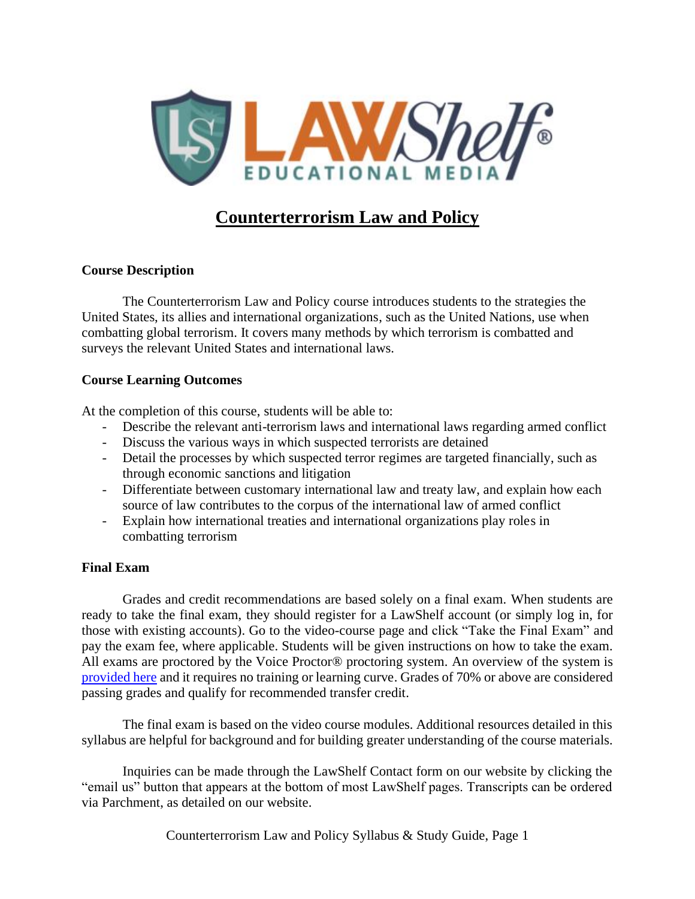# Counterterrorism Law and Policy

**Course Description**

The Counterterrorism Law and Policy course introduces students to the strategies the United States, its allies and international organizations, such as the United Nations, use when combatting global terrorism. It covers many methods by which terrorism is combatted and surveys the relevant United States and international laws.

**Course Learning Outcomes**

At the completion of this course, students will be able to:

- Describe the relevant anti-terrorism laws and international laws regarding armed conflict
- Discuss the various ways in which suspected terrorists are detained
- Detail the processes by which suspected terror regimes are targeted financially, such as through economic sanctions and litigation
- Differentiate between customary international law and treaty law, and explain how each source of law contributes to the corpus of the international law of armed conflict
- Explain how international treaties and international organizations play roles in combatting terrorism

**Final Exam**

Grades and credit recommendations are based solely on a final exam. When students are ready to take the final exam, they should register for a LawShelf account (or simply log in, for those with existing accounts). Go to the video-course page and click "Take the Final Exam" and pay the exam fee, where applicable. Students will be given instructions on how to take the exam. All exams are proctored by the Voice Proctor® proctoring system. An overview of the system is provided here and it requires no training or learning curve. Grades of 70% or above are considered passing grades and qualify for recommended transfer credit.

The final exam is based on the video course modules. Additional resources detailed in this syllabus are helpful for background and for building greater understanding of the course materials.

Inquiries can be made through the LawShelf Contact form on our website by clicking the "email us" button that appears at the bottom of most LawShelf pages. Transcripts can be ordered via Parchment, as detailed on our website.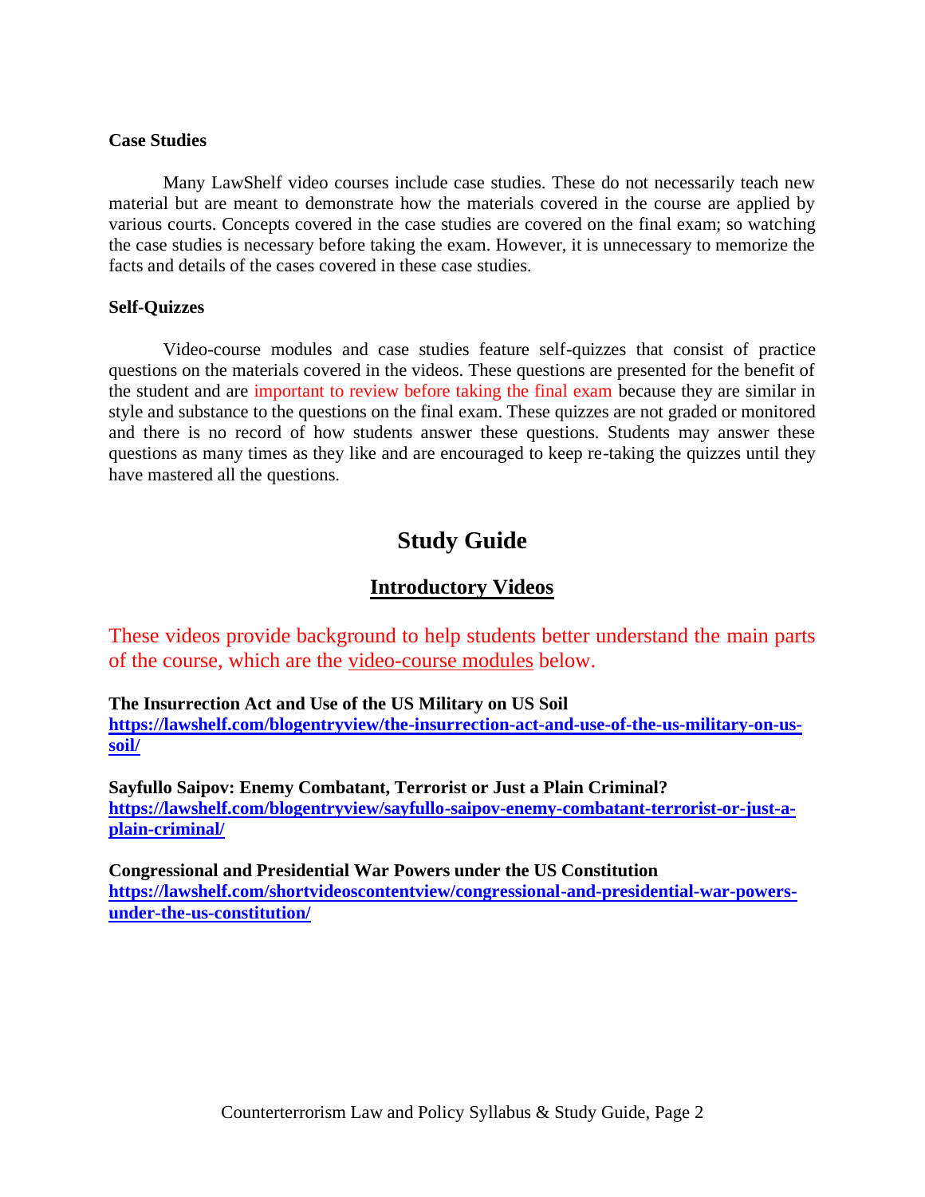**Case Studies**

Many LawShelf video courses include case studies. These do not necessarily teach new material but are meant to demonstrate how the materials covered in the course are applied by various courts. Concepts covered in the case studies are covered on the final exam; so watching the case studies is necessary before taking the exam. However, it is unnecessary to memorize the facts and details of the cases covered in these case studies.

**Self-Quizzes**

Video-course modules and case studies feature self-quizzes that consist of practice questions on the materials covered in the videos. These questions are presented for the benefit of the student and are important to review before taking the final exam because they are similar in style and substance to the questions on the final exam. These quizzes are not graded or monitored and there is no record of how students answer these questions. Students may answer these questions as many times as they like and are encouraged to keep re-taking the quizzes until they have mastered all the questions.

# Study Guide

## Introductory Videos

These videos provide background to help students better understand the main parts of the course, which are the video-course modules below.

**The Insurrection Act and Use of the US Military on US Soil**
**https://lawshelf.com/blogentryview/the-insurrection-act-and-use-of-the-us-military-on-us-soil/**

**Sayfullo Saipov: Enemy Combatant, Terrorist or Just a Plain Criminal?**
**https://lawshelf.com/blogentryview/sayfullo-saipov-enemy-combatant-terrorist-or-just-a-plain-criminal/**

**Congressional and Presidential War Powers under the US Constitution**
**https://lawshelf.com/shortvideoscontentview/congressional-and-presidential-war-powers-under-the-us-constitution/**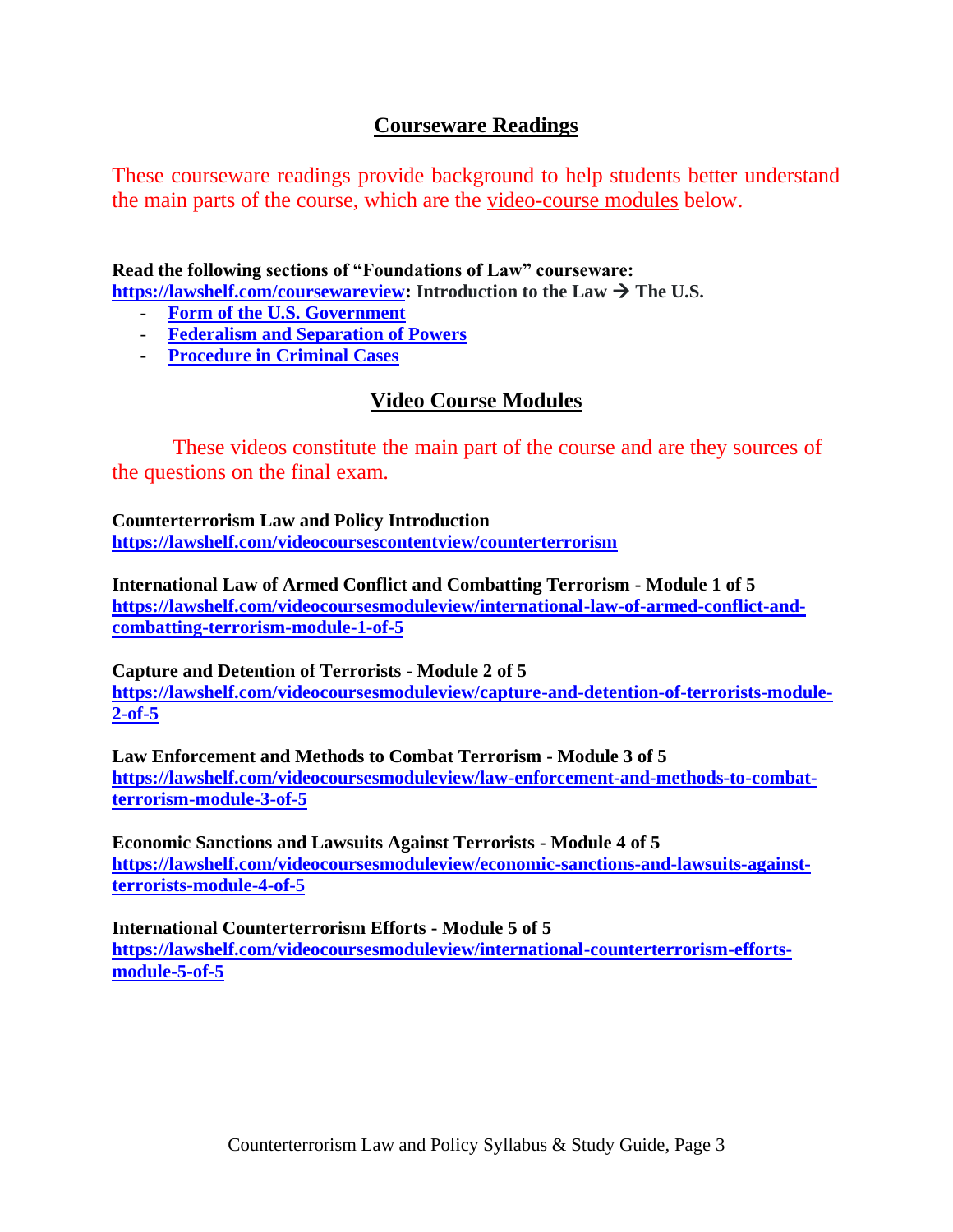## Courseware Readings

These courseware readings provide background to help students better understand the main parts of the course, which are the video-course modules below.

**Read the following sections of "Foundations of Law" courseware:**
**https://lawshelf.com/coursewareview: Introduction to the Law → The U.S.**

- **Form of the U.S. Government**
- **Federalism and Separation of Powers**
- **Procedure in Criminal Cases**

## Video Course Modules

These videos constitute the main part of the course and are they sources of the questions on the final exam.

**Counterterrorism Law and Policy Introduction**
**https://lawshelf.com/videocoursescontentview/counterterrorism**

**International Law of Armed Conflict and Combatting Terrorism - Module 1 of 5**
**https://lawshelf.com/videocoursesmoduleview/international-law-of-armed-conflict-and-combatting-terrorism-module-1-of-5**

**Capture and Detention of Terrorists - Module 2 of 5**
**https://lawshelf.com/videocoursesmoduleview/capture-and-detention-of-terrorists-module-2-of-5**

**Law Enforcement and Methods to Combat Terrorism - Module 3 of 5**
**https://lawshelf.com/videocoursesmoduleview/law-enforcement-and-methods-to-combat-terrorism-module-3-of-5**

**Economic Sanctions and Lawsuits Against Terrorists - Module 4 of 5**
**https://lawshelf.com/videocoursesmoduleview/economic-sanctions-and-lawsuits-against-terrorists-module-4-of-5**

**International Counterterrorism Efforts - Module 5 of 5**
**https://lawshelf.com/videocoursesmoduleview/international-counterterrorism-efforts-module-5-of-5**